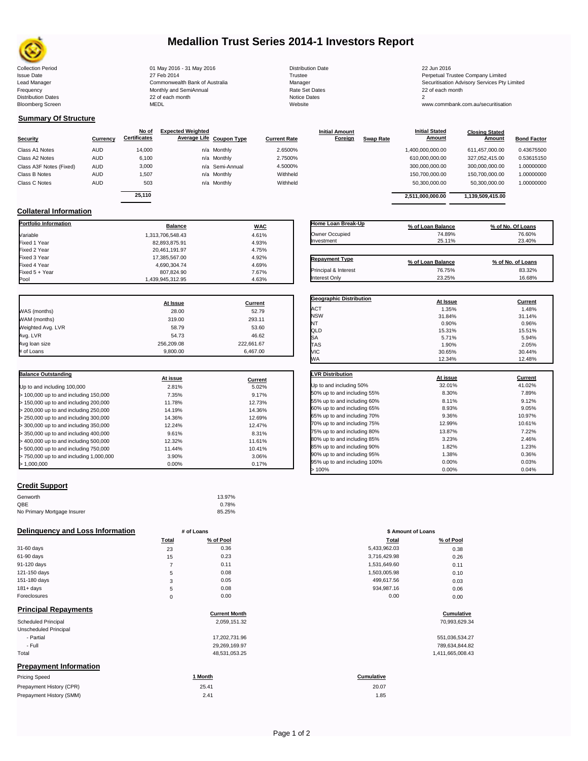# Medallion Trust Series 2014-1 Investors Report

| | | | |
|---|---|---|---|
| Collection Period | 01 May 2016 - 31 May 2016 | Distribution Date | 22 Jun 2016 |
| Issue Date | 27 Feb 2014 | Trustee | Perpetual Trustee Company Limited |
| Lead Manager | Commonwealth Bank of Australia | Manager | Securitisation Advisory Services Pty Limited |
| Frequency | Monthly and SemiAnnual | Rate Set Dates | 22 of each month |
| Distribution Dates | 22 of each month | Notice Dates | 2 |
| Bloomberg Screen | MEDL | Website | www.commbank.com.au/securitisation |

## Summary Of Structure

| Security | Currency | No of Certificates | Expected Weighted Average Life | Coupon Type | Current Rate | Initial Amount Foreign | Swap Rate | Initial Stated Amount | Closing Stated Amount | Bond Factor |
|---|---|---|---|---|---|---|---|---|---|---|
| Class A1 Notes | AUD | 14,000 | n/a | Monthly | 2.6500% | | | 1,400,000,000.00 | 611,457,000.00 | 0.43675500 |
| Class A2 Notes | AUD | 6,100 | n/a | Monthly | 2.7500% | | | 610,000,000.00 | 327,052,415.00 | 0.53615150 |
| Class A3F Notes (Fixed) | AUD | 3,000 | n/a | Semi-Annual | 4.5000% | | | 300,000,000.00 | 300,000,000.00 | 1.00000000 |
| Class B Notes | AUD | 1,507 | n/a | Monthly | Withheld | | | 150,700,000.00 | 150,700,000.00 | 1.00000000 |
| Class C Notes | AUD | 503 | n/a | Monthly | Withheld | | | 50,300,000.00 | 50,300,000.00 | 1.00000000 |
| | | 25,110 | | | | | | 2,511,000,000.00 | 1,139,509,415.00 | |

## Collateral Information

| Portfolio Information | Balance | WAC |
|---|---|---|
| Variable | 1,313,706,548.43 | 4.61% |
| Fixed 1 Year | 82,893,875.91 | 4.93% |
| Fixed 2 Year | 20,461,191.97 | 4.75% |
| Fixed 3 Year | 17,385,567.00 | 4.92% |
| Fixed 4 Year | 4,690,304.74 | 4.69% |
| Fixed 5 + Year | 807,824.90 | 7.67% |
| Pool | 1,439,945,312.95 | 4.63% |

| Home Loan Break-Up | % of Loan Balance | % of No. Of Loans |
|---|---|---|
| Owner Occupied | 74.89% | 76.60% |
| Investment | 25.11% | 23.40% |

| Repayment Type | % of Loan Balance | % of No. of Loans |
|---|---|---|
| Principal & Interest | 76.75% | 83.32% |
| Interest Only | 23.25% | 16.68% |

| | At Issue | Current |
|---|---|---|
| WAS (months) | 28.00 | 52.79 |
| WAM (months) | 319.00 | 293.11 |
| Weighted Avg. LVR | 58.79 | 53.60 |
| Avg. LVR | 54.73 | 46.62 |
| Avg loan size | 256,209.08 | 222,661.67 |
| # of Loans | 9,800.00 | 6,467.00 |

| Geographic Distribution | At Issue | Current |
|---|---|---|
| ACT | 1.35% | 1.48% |
| NSW | 31.84% | 31.14% |
| NT | 0.90% | 0.96% |
| QLD | 15.31% | 15.51% |
| SA | 5.71% | 5.94% |
| TAS | 1.90% | 2.05% |
| VIC | 30.65% | 30.44% |
| WA | 12.34% | 12.48% |

| Balance Outstanding | At issue | Current |
|---|---|---|
| Up to and including 100,000 | 2.81% | 5.02% |
| > 100,000 up to and including 150,000 | 7.35% | 9.17% |
| > 150,000 up to and including 200,000 | 11.78% | 12.73% |
| > 200,000 up to and including 250,000 | 14.19% | 14.36% |
| > 250,000 up to and including 300,000 | 14.36% | 12.69% |
| > 300,000 up to and including 350,000 | 12.24% | 12.47% |
| > 350,000 up to and including 400,000 | 9.61% | 8.31% |
| > 400,000 up to and including 500,000 | 12.32% | 11.61% |
| > 500,000 up to and including 750,000 | 11.44% | 10.41% |
| > 750,000 up to and including 1,000,000 | 3.90% | 3.06% |
| > 1,000,000 | 0.00% | 0.17% |

| LVR Distribution | At issue | Current |
|---|---|---|
| Up to and including 50% | 32.01% | 41.02% |
| 50% up to and including 55% | 8.30% | 7.89% |
| 55% up to and including 60% | 8.11% | 9.12% |
| 60% up to and including 65% | 8.93% | 9.05% |
| 65% up to and including 70% | 9.36% | 10.97% |
| 70% up to and including 75% | 12.99% | 10.61% |
| 75% up to and including 80% | 13.87% | 7.22% |
| 80% up to and including 85% | 3.23% | 2.46% |
| 85% up to and including 90% | 1.82% | 1.23% |
| 90% up to and including 95% | 1.38% | 0.36% |
| 95% up to and including 100% | 0.00% | 0.03% |
| > 100% | 0.00% | 0.04% |

## Credit Support

| | |
|---|---|
| Genworth | 13.97% |
| QBE | 0.78% |
| No Primary Mortgage Insurer | 85.25% |

## Delinquency and Loss Information

| | # of Loans Total | # of Loans % of Pool | $ Amount of Loans Total | $ Amount of Loans % of Pool |
|---|---|---|---|---|
| 31-60 days | 23 | 0.36 | 5,433,962.03 | 0.38 |
| 61-90 days | 15 | 0.23 | 3,716,429.98 | 0.26 |
| 91-120 days | 7 | 0.11 | 1,531,649.60 | 0.11 |
| 121-150 days | 5 | 0.08 | 1,503,005.98 | 0.10 |
| 151-180 days | 3 | 0.05 | 499,617.56 | 0.03 |
| 181+ days | 5 | 0.08 | 934,987.16 | 0.06 |
| Foreclosures | 0 | 0.00 | 0.00 | 0.00 |

## Principal Repayments

| | Current Month | Cumulative |
|---|---|---|
| Scheduled Principal | 2,059,151.32 | 70,993,629.34 |
| Unscheduled Principal | | |
| - Partial | 17,202,731.96 | 551,036,534.27 |
| - Full | 29,269,169.97 | 789,634,844.82 |
| Total | 48,531,053.25 | 1,411,665,008.43 |

## Prepayment Information

| Pricing Speed | 1 Month | Cumulative |
|---|---|---|
| Prepayment History (CPR) | 25.41 | 20.07 |
| Prepayment History (SMM) | 2.41 | 1.85 |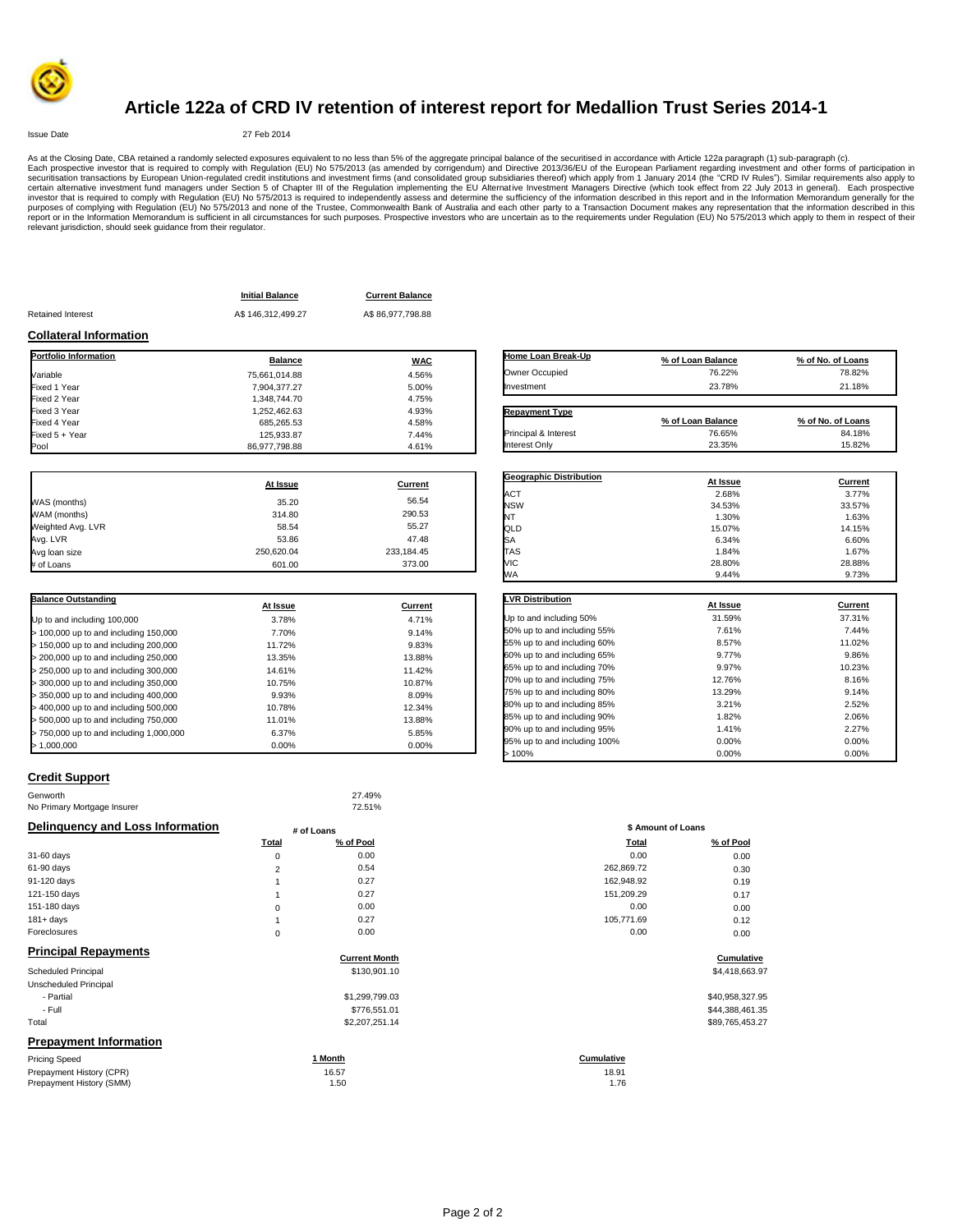# Article 122a of CRD IV retention of interest report for Medallion Trust Series 2014-1

Issue Date 27 Feb 2014

As at the Closing Date, CBA retained a randomly selected exposures equivalent to no less than 5% of the aggregate principal balance of the securitised in accordance with Article 122a paragraph (1) sub-paragraph (c).
Each prospective investor that is required to comply with Regulation (EU) No 575/2013 (as amended by corrigendum) and Directive 2013/36/EU of the European Parliament regarding investment and other forms of participation in securitisation transactions by European Union-regulated credit institutions and investment firms (and consolidated group subsidiaries thereof) which apply from 1 January 2014 (the "CRD IV Rules"). Similar requirements also apply to certain alternative investment fund managers under Section 5 of Chapter III of the Regulation implementing the EU Alternative Investment Managers Directive (which took effect from 22 July 2013 in general). Each prospective investor that is required to comply with Regulation (EU) No 575/2013 is required to independently assess and determine the sufficiency of the information described in this report and in the Information Memorandum generally for the purposes of complying with Regulation (EU) No 575/2013 and none of the Trustee, Commonwealth Bank of Australia and each other party to a Transaction Document makes any representation that the information described in this report or in the Information Memorandum is sufficient in all circumstances for such purposes. Prospective investors who are uncertain as to the requirements under Regulation (EU) No 575/2013 which apply to them in respect of their relevant jurisdiction, should seek guidance from their regulator.

| | Initial Balance | Current Balance |
|---|---|---|
| Retained Interest | A$ 146,312,499.27 | A$ 86,977,798.88 |

## Collateral Information

| Portfolio Information | Balance | WAC |
|---|---|---|
| Variable | 75,661,014.88 | 4.56% |
| Fixed 1 Year | 7,904,377.27 | 5.00% |
| Fixed 2 Year | 1,348,744.70 | 4.75% |
| Fixed 3 Year | 1,252,462.63 | 4.93% |
| Fixed 4 Year | 685,265.53 | 4.58% |
| Fixed 5 + Year | 125,933.87 | 7.44% |
| Pool | 86,977,798.88 | 4.61% |

| Home Loan Break-Up | % of Loan Balance | % of No. of Loans |
|---|---|---|
| Owner Occupied | 76.22% | 78.82% |
| Investment | 23.78% | 21.18% |

| Repayment Type | % of Loan Balance | % of No. of Loans |
|---|---|---|
| Principal & Interest | 76.65% | 84.18% |
| Interest Only | 23.35% | 15.82% |

| | At Issue | Current |
|---|---|---|
| WAS (months) | 35.20 | 56.54 |
| WAM (months) | 314.80 | 290.53 |
| Weighted Avg. LVR | 58.54 | 55.27 |
| Avg. LVR | 53.86 | 47.48 |
| Avg loan size | 250,620.04 | 233,184.45 |
| # of Loans | 601.00 | 373.00 |

| Geographic Distribution | At Issue | Current |
|---|---|---|
| ACT | 2.68% | 3.77% |
| NSW | 34.53% | 33.57% |
| NT | 1.30% | 1.63% |
| QLD | 15.07% | 14.15% |
| SA | 6.34% | 6.60% |
| TAS | 1.84% | 1.67% |
| VIC | 28.80% | 28.88% |
| WA | 9.44% | 9.73% |

| Balance Outstanding | At Issue | Current |
|---|---|---|
| Up to and including 100,000 | 3.78% | 4.71% |
| > 100,000 up to and including 150,000 | 7.70% | 9.14% |
| > 150,000 up to and including 200,000 | 11.72% | 9.83% |
| > 200,000 up to and including 250,000 | 13.35% | 13.88% |
| > 250,000 up to and including 300,000 | 14.61% | 11.42% |
| > 300,000 up to and including 350,000 | 10.75% | 10.87% |
| > 350,000 up to and including 400,000 | 9.93% | 8.09% |
| > 400,000 up to and including 500,000 | 10.78% | 12.34% |
| > 500,000 up to and including 750,000 | 11.01% | 13.88% |
| > 750,000 up to and including 1,000,000 | 6.37% | 5.85% |
| > 1,000,000 | 0.00% | 0.00% |

| LVR Distribution | At Issue | Current |
|---|---|---|
| Up to and including 50% | 31.59% | 37.31% |
| 50% up to and including 55% | 7.61% | 7.44% |
| 55% up to and including 60% | 8.57% | 11.02% |
| 60% up to and including 65% | 9.77% | 9.86% |
| 65% up to and including 70% | 9.97% | 10.23% |
| 70% up to and including 75% | 12.76% | 8.16% |
| 75% up to and including 80% | 13.29% | 9.14% |
| 80% up to and including 85% | 3.21% | 2.52% |
| 85% up to and including 90% | 1.82% | 2.06% |
| 90% up to and including 95% | 1.41% | 2.27% |
| 95% up to and including 100% | 0.00% | 0.00% |
| > 100% | 0.00% | 0.00% |

## Credit Support

| | |
|---|---|
| Genworth | 27.49% |
| No Primary Mortgage Insurer | 72.51% |

## Delinquency and Loss Information

| | # of Loans | | $ Amount of Loans | |
|---|---|---|---|---|
| | Total | % of Pool | Total | % of Pool |
| 31-60 days | 0 | 0.00 | 0.00 | 0.00 |
| 61-90 days | 2 | 0.54 | 262,869.72 | 0.30 |
| 91-120 days | 1 | 0.27 | 162,948.92 | 0.19 |
| 121-150 days | 1 | 0.27 | 151,209.29 | 0.17 |
| 151-180 days | 0 | 0.00 | 0.00 | 0.00 |
| 181+ days | 1 | 0.27 | 105,771.69 | 0.12 |
| Foreclosures | 0 | 0.00 | 0.00 | 0.00 |

## Principal Repayments

| | Current Month | Cumulative |
|---|---|---|
| Scheduled Principal | $130,901.10 | $4,418,663.97 |
| Unscheduled Principal | | |
| - Partial | $1,299,799.03 | $40,958,327.95 |
| - Full | $776,551.01 | $44,388,461.35 |
| Total | $2,207,251.14 | $89,765,453.27 |

## Prepayment Information

| Pricing Speed | 1 Month | Cumulative |
|---|---|---|
| Prepayment History (CPR) | 16.57 | 18.91 |
| Prepayment History (SMM) | 1.50 | 1.76 |